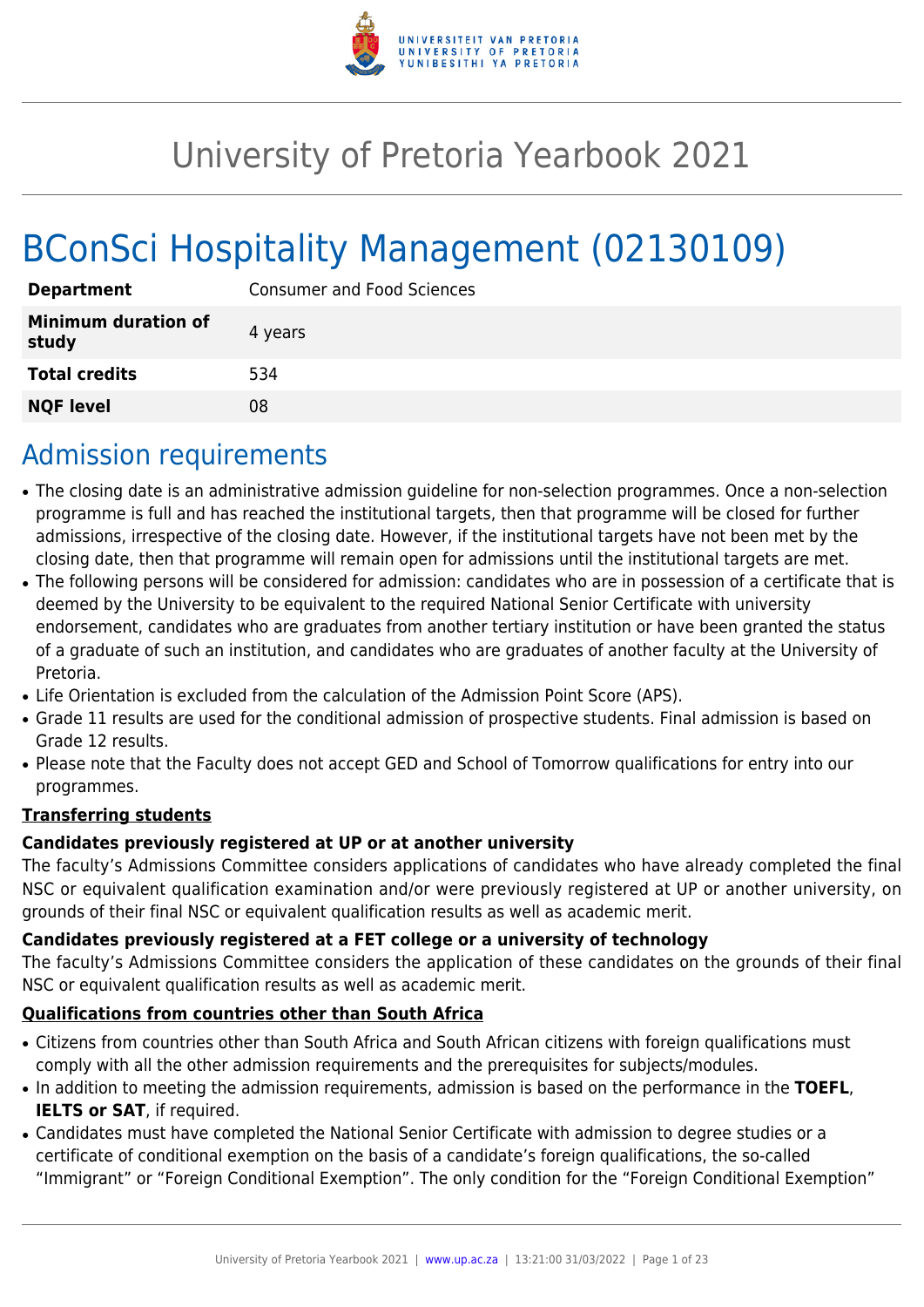# University of Pretoria Yearbook 2021

# BConSci Hospitality Management (02130109)

| | |
|---|---|
| **Department** | Consumer and Food Sciences |
| **Minimum duration of study** | 4 years |
| **Total credits** | 534 |
| **NQF level** | 08 |

## Admission requirements

- The closing date is an administrative admission guideline for non-selection programmes. Once a non-selection programme is full and has reached the institutional targets, then that programme will be closed for further admissions, irrespective of the closing date. However, if the institutional targets have not been met by the closing date, then that programme will remain open for admissions until the institutional targets are met.
- The following persons will be considered for admission: candidates who are in possession of a certificate that is deemed by the University to be equivalent to the required National Senior Certificate with university endorsement, candidates who are graduates from another tertiary institution or have been granted the status of a graduate of such an institution, and candidates who are graduates of another faculty at the University of Pretoria.
- Life Orientation is excluded from the calculation of the Admission Point Score (APS).
- Grade 11 results are used for the conditional admission of prospective students. Final admission is based on Grade 12 results.
- Please note that the Faculty does not accept GED and School of Tomorrow qualifications for entry into our programmes.

**Transferring students**

**Candidates previously registered at UP or at another university**

The faculty's Admissions Committee considers applications of candidates who have already completed the final NSC or equivalent qualification examination and/or were previously registered at UP or another university, on grounds of their final NSC or equivalent qualification results as well as academic merit.

**Candidates previously registered at a FET college or a university of technology**

The faculty's Admissions Committee considers the application of these candidates on the grounds of their final NSC or equivalent qualification results as well as academic merit.

**Qualifications from countries other than South Africa**

- Citizens from countries other than South Africa and South African citizens with foreign qualifications must comply with all the other admission requirements and the prerequisites for subjects/modules.
- In addition to meeting the admission requirements, admission is based on the performance in the **TOEFL**, **IELTS or SAT**, if required.
- Candidates must have completed the National Senior Certificate with admission to degree studies or a certificate of conditional exemption on the basis of a candidate's foreign qualifications, the so-called "Immigrant" or "Foreign Conditional Exemption". The only condition for the "Foreign Conditional Exemption"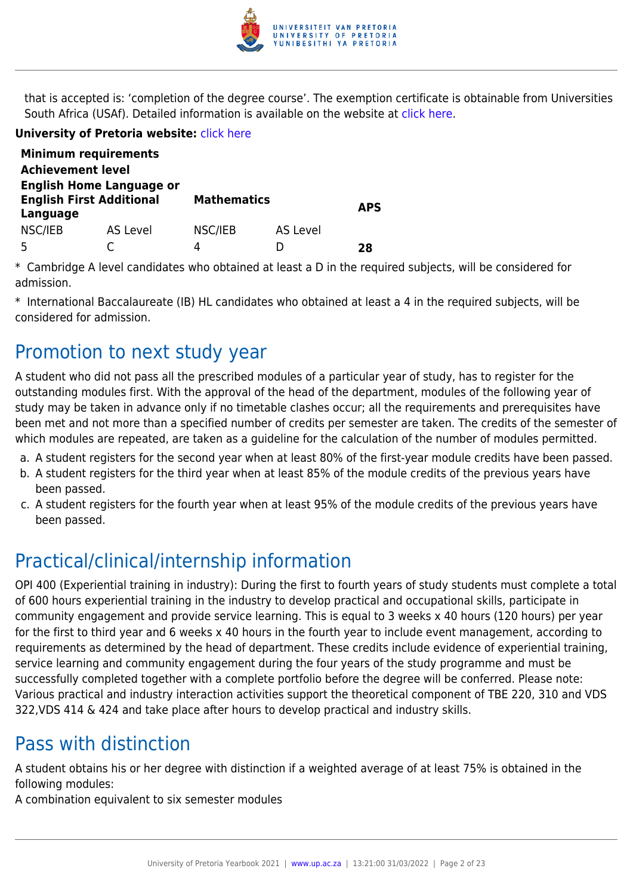that is accepted is: 'completion of the degree course'. The exemption certificate is obtainable from Universities South Africa (USAf). Detailed information is available on the website at click here.

**University of Pretoria website:** click here

| **Minimum requirements** | | | | |
|---|---|---|---|---|
| **Achievement level** | | | | |
| **English Home Language or English First Additional Language** | | **Mathematics** | | **APS** |
| NSC/IEB | AS Level | NSC/IEB | AS Level | |
| 5 | C | 4 | D | **28** |

* Cambridge A level candidates who obtained at least a D in the required subjects, will be considered for admission.

* International Baccalaureate (IB) HL candidates who obtained at least a 4 in the required subjects, will be considered for admission.

## Promotion to next study year

A student who did not pass all the prescribed modules of a particular year of study, has to register for the outstanding modules first. With the approval of the head of the department, modules of the following year of study may be taken in advance only if no timetable clashes occur; all the requirements and prerequisites have been met and not more than a specified number of credits per semester are taken. The credits of the semester of which modules are repeated, are taken as a guideline for the calculation of the number of modules permitted.

a. A student registers for the second year when at least 80% of the first-year module credits have been passed.
b. A student registers for the third year when at least 85% of the module credits of the previous years have been passed.
c. A student registers for the fourth year when at least 95% of the module credits of the previous years have been passed.

## Practical/clinical/internship information

OPI 400 (Experiential training in industry): During the first to fourth years of study students must complete a total of 600 hours experiential training in the industry to develop practical and occupational skills, participate in community engagement and provide service learning. This is equal to 3 weeks x 40 hours (120 hours) per year for the first to third year and 6 weeks x 40 hours in the fourth year to include event management, according to requirements as determined by the head of department. These credits include evidence of experiential training, service learning and community engagement during the four years of the study programme and must be successfully completed together with a complete portfolio before the degree will be conferred. Please note: Various practical and industry interaction activities support the theoretical component of TBE 220, 310 and VDS 322,VDS 414 & 424 and take place after hours to develop practical and industry skills.

## Pass with distinction

A student obtains his or her degree with distinction if a weighted average of at least 75% is obtained in the following modules:
A combination equivalent to six semester modules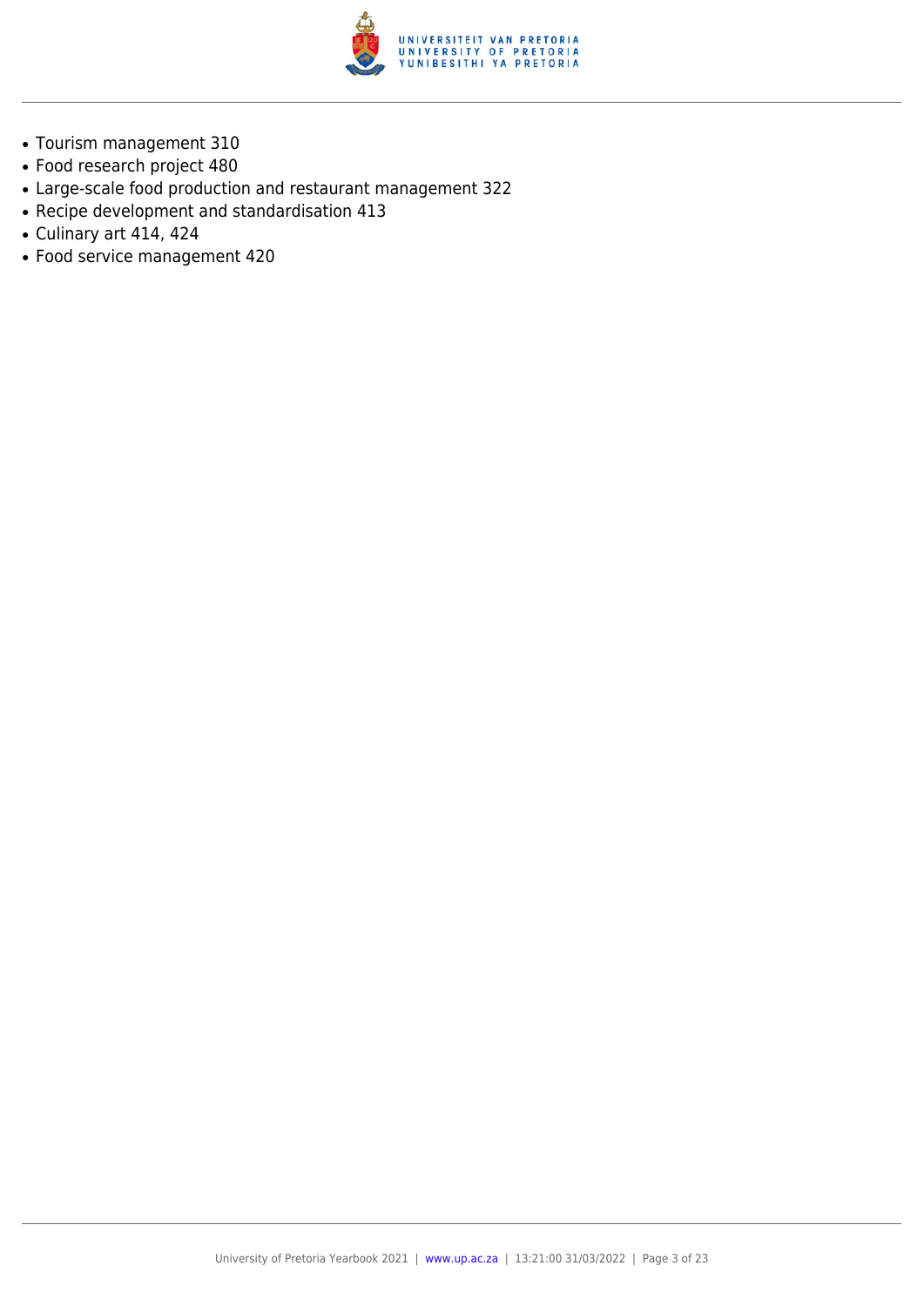- Tourism management 310
- Food research project 480
- Large-scale food production and restaurant management 322
- Recipe development and standardisation 413
- Culinary art 414, 424
- Food service management 420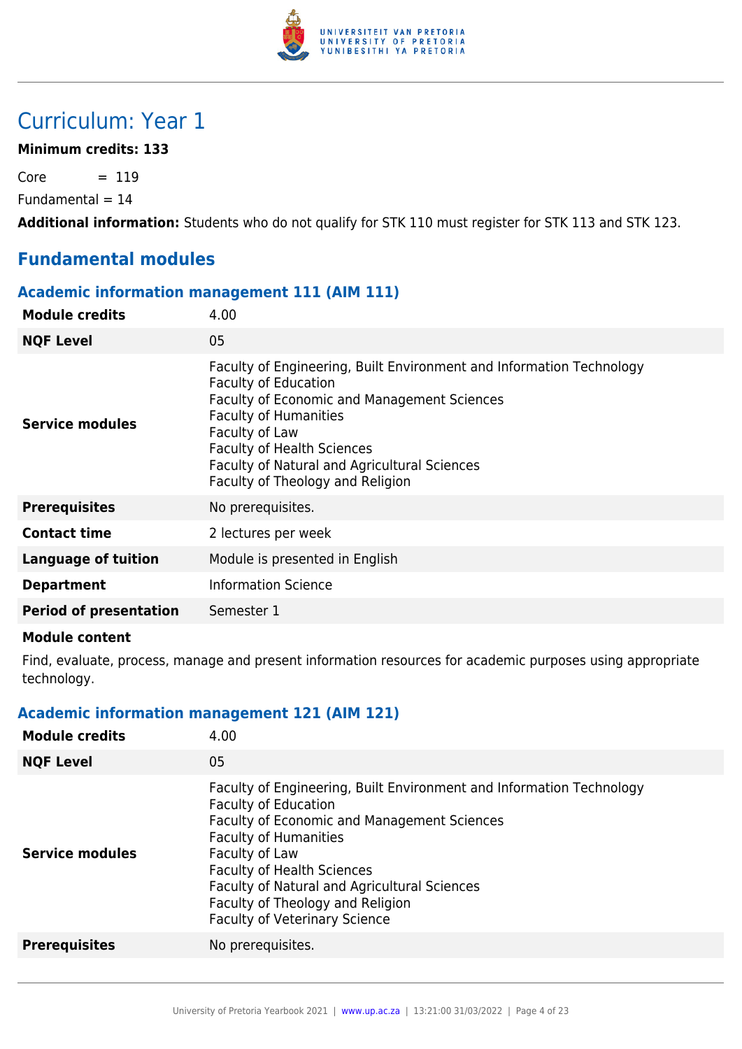# Curriculum: Year 1

**Minimum credits: 133**

Core = 119

Fundamental = 14

**Additional information:** Students who do not qualify for STK 110 must register for STK 113 and STK 123.

## Fundamental modules

### Academic information management 111 (AIM 111)

| | |
|---|---|
| **Module credits** | 4.00 |
| **NQF Level** | 05 |
| **Service modules** | Faculty of Engineering, Built Environment and Information Technology<br>Faculty of Education<br>Faculty of Economic and Management Sciences<br>Faculty of Humanities<br>Faculty of Law<br>Faculty of Health Sciences<br>Faculty of Natural and Agricultural Sciences<br>Faculty of Theology and Religion |
| **Prerequisites** | No prerequisites. |
| **Contact time** | 2 lectures per week |
| **Language of tuition** | Module is presented in English |
| **Department** | Information Science |
| **Period of presentation** | Semester 1 |

**Module content**

Find, evaluate, process, manage and present information resources for academic purposes using appropriate technology.

### Academic information management 121 (AIM 121)

| | |
|---|---|
| **Module credits** | 4.00 |
| **NQF Level** | 05 |
| **Service modules** | Faculty of Engineering, Built Environment and Information Technology<br>Faculty of Education<br>Faculty of Economic and Management Sciences<br>Faculty of Humanities<br>Faculty of Law<br>Faculty of Health Sciences<br>Faculty of Natural and Agricultural Sciences<br>Faculty of Theology and Religion<br>Faculty of Veterinary Science |
| **Prerequisites** | No prerequisites. |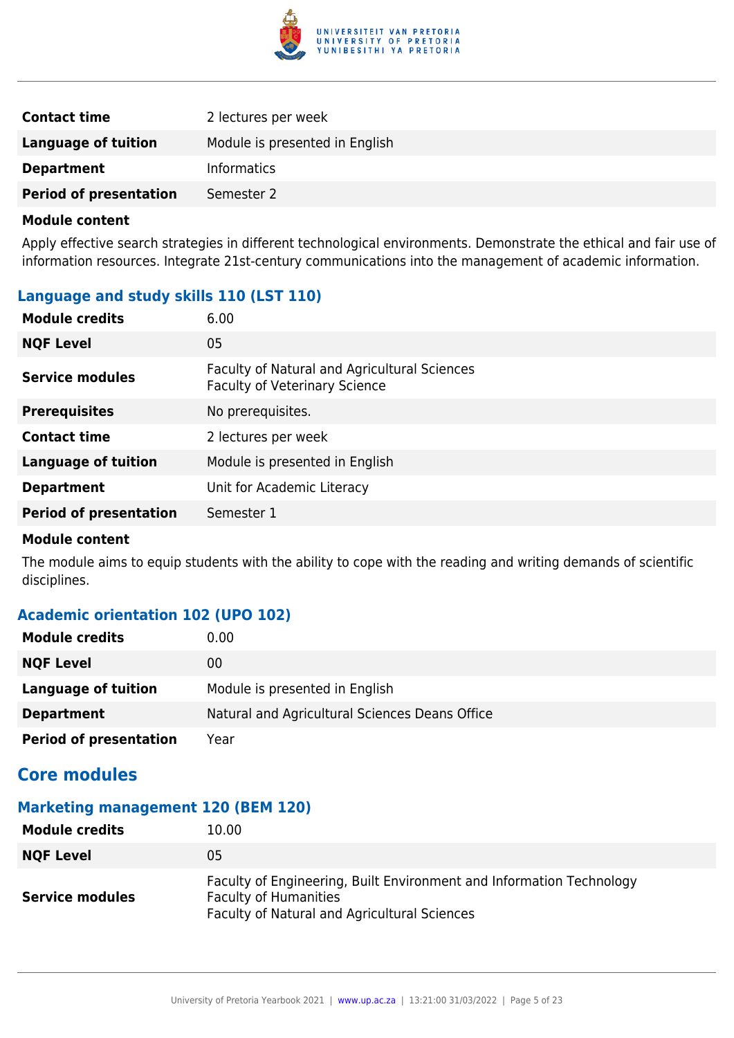| | |
|---|---|
| **Contact time** | 2 lectures per week |
| **Language of tuition** | Module is presented in English |
| **Department** | Informatics |
| **Period of presentation** | Semester 2 |

**Module content**

Apply effective search strategies in different technological environments. Demonstrate the ethical and fair use of information resources. Integrate 21st-century communications into the management of academic information.

### Language and study skills 110 (LST 110)

| | |
|---|---|
| **Module credits** | 6.00 |
| **NQF Level** | 05 |
| **Service modules** | Faculty of Natural and Agricultural Sciences<br>Faculty of Veterinary Science |
| **Prerequisites** | No prerequisites. |
| **Contact time** | 2 lectures per week |
| **Language of tuition** | Module is presented in English |
| **Department** | Unit for Academic Literacy |
| **Period of presentation** | Semester 1 |

**Module content**

The module aims to equip students with the ability to cope with the reading and writing demands of scientific disciplines.

### Academic orientation 102 (UPO 102)

| | |
|---|---|
| **Module credits** | 0.00 |
| **NQF Level** | 00 |
| **Language of tuition** | Module is presented in English |
| **Department** | Natural and Agricultural Sciences Deans Office |
| **Period of presentation** | Year |

## Core modules

### Marketing management 120 (BEM 120)

| | |
|---|---|
| **Module credits** | 10.00 |
| **NQF Level** | 05 |
| **Service modules** | Faculty of Engineering, Built Environment and Information Technology<br>Faculty of Humanities<br>Faculty of Natural and Agricultural Sciences |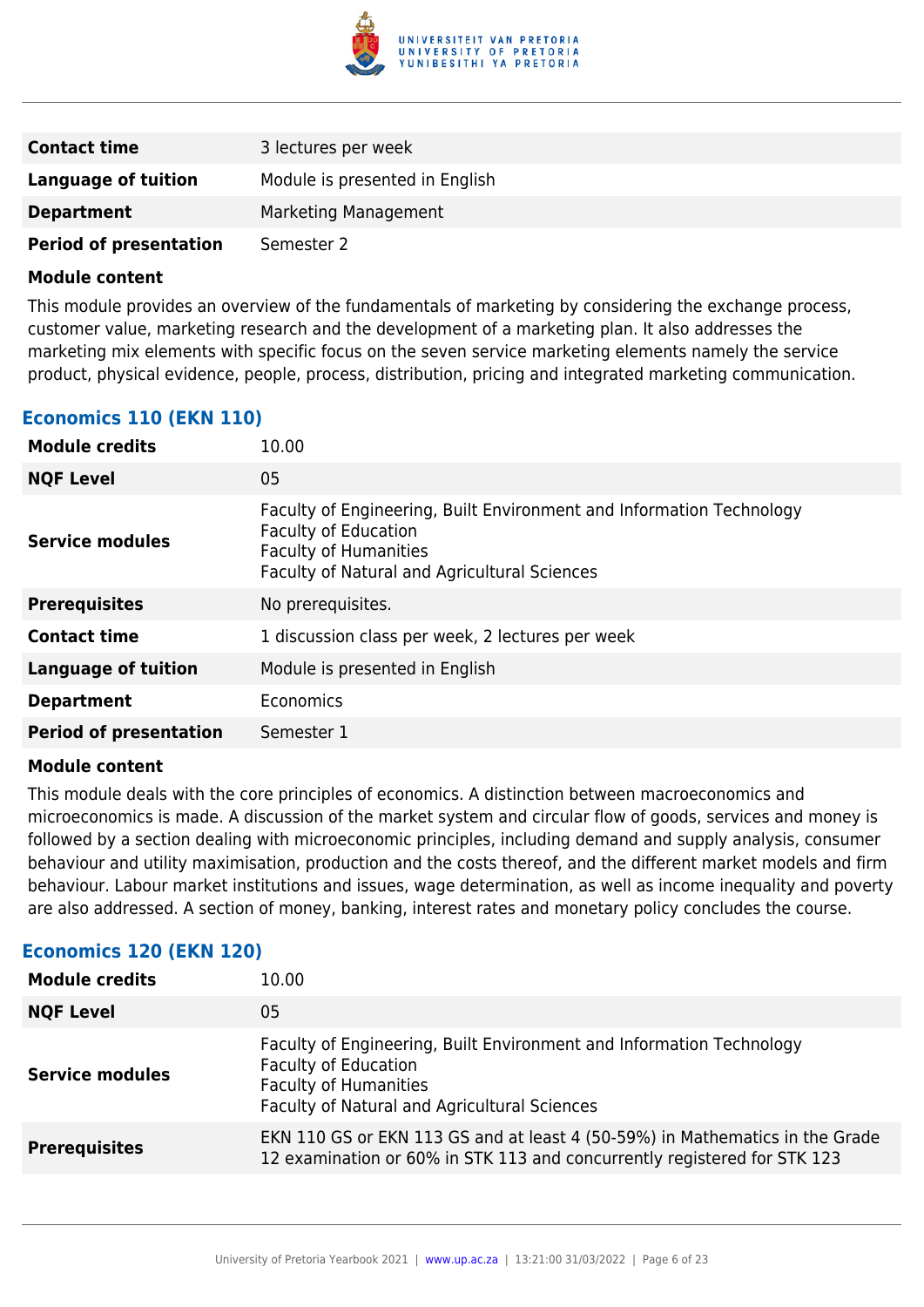| | |
|---|---|
| **Contact time** | 3 lectures per week |
| **Language of tuition** | Module is presented in English |
| **Department** | Marketing Management |
| **Period of presentation** | Semester 2 |

**Module content**

This module provides an overview of the fundamentals of marketing by considering the exchange process, customer value, marketing research and the development of a marketing plan. It also addresses the marketing mix elements with specific focus on the seven service marketing elements namely the service product, physical evidence, people, process, distribution, pricing and integrated marketing communication.

### Economics 110 (EKN 110)

| | |
|---|---|
| **Module credits** | 10.00 |
| **NQF Level** | 05 |
| **Service modules** | Faculty of Engineering, Built Environment and Information Technology<br>Faculty of Education<br>Faculty of Humanities<br>Faculty of Natural and Agricultural Sciences |
| **Prerequisites** | No prerequisites. |
| **Contact time** | 1 discussion class per week, 2 lectures per week |
| **Language of tuition** | Module is presented in English |
| **Department** | Economics |
| **Period of presentation** | Semester 1 |

**Module content**

This module deals with the core principles of economics. A distinction between macroeconomics and microeconomics is made. A discussion of the market system and circular flow of goods, services and money is followed by a section dealing with microeconomic principles, including demand and supply analysis, consumer behaviour and utility maximisation, production and the costs thereof, and the different market models and firm behaviour. Labour market institutions and issues, wage determination, as well as income inequality and poverty are also addressed. A section of money, banking, interest rates and monetary policy concludes the course.

### Economics 120 (EKN 120)

| | |
|---|---|
| **Module credits** | 10.00 |
| **NQF Level** | 05 |
| **Service modules** | Faculty of Engineering, Built Environment and Information Technology<br>Faculty of Education<br>Faculty of Humanities<br>Faculty of Natural and Agricultural Sciences |
| **Prerequisites** | EKN 110 GS or EKN 113 GS and at least 4 (50-59%) in Mathematics in the Grade 12 examination or 60% in STK 113 and concurrently registered for STK 123 |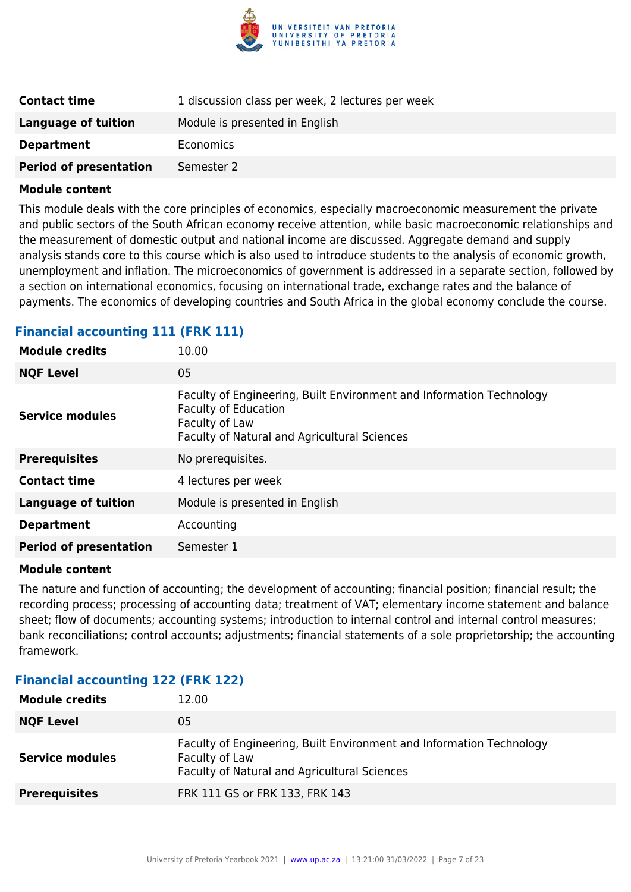| | |
|---|---|
| **Contact time** | 1 discussion class per week, 2 lectures per week |
| **Language of tuition** | Module is presented in English |
| **Department** | Economics |
| **Period of presentation** | Semester 2 |

**Module content**

This module deals with the core principles of economics, especially macroeconomic measurement the private and public sectors of the South African economy receive attention, while basic macroeconomic relationships and the measurement of domestic output and national income are discussed. Aggregate demand and supply analysis stands core to this course which is also used to introduce students to the analysis of economic growth, unemployment and inflation. The microeconomics of government is addressed in a separate section, followed by a section on international economics, focusing on international trade, exchange rates and the balance of payments. The economics of developing countries and South Africa in the global economy conclude the course.

### Financial accounting 111 (FRK 111)

| | |
|---|---|
| **Module credits** | 10.00 |
| **NQF Level** | 05 |
| **Service modules** | Faculty of Engineering, Built Environment and Information Technology<br>Faculty of Education<br>Faculty of Law<br>Faculty of Natural and Agricultural Sciences |
| **Prerequisites** | No prerequisites. |
| **Contact time** | 4 lectures per week |
| **Language of tuition** | Module is presented in English |
| **Department** | Accounting |
| **Period of presentation** | Semester 1 |

**Module content**

The nature and function of accounting; the development of accounting; financial position; financial result; the recording process; processing of accounting data; treatment of VAT; elementary income statement and balance sheet; flow of documents; accounting systems; introduction to internal control and internal control measures; bank reconciliations; control accounts; adjustments; financial statements of a sole proprietorship; the accounting framework.

### Financial accounting 122 (FRK 122)

| | |
|---|---|
| **Module credits** | 12.00 |
| **NQF Level** | 05 |
| **Service modules** | Faculty of Engineering, Built Environment and Information Technology<br>Faculty of Law<br>Faculty of Natural and Agricultural Sciences |
| **Prerequisites** | FRK 111 GS or FRK 133, FRK 143 |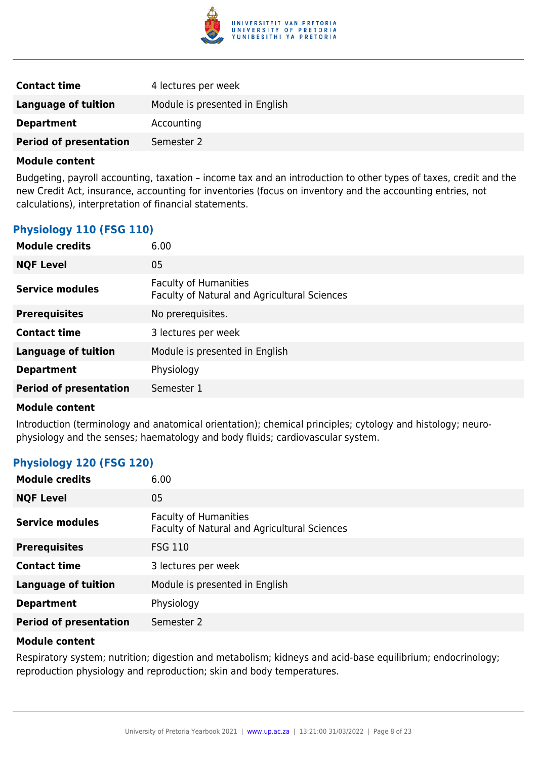| | |
|---|---|
| **Contact time** | 4 lectures per week |
| **Language of tuition** | Module is presented in English |
| **Department** | Accounting |
| **Period of presentation** | Semester 2 |

**Module content**

Budgeting, payroll accounting, taxation – income tax and an introduction to other types of taxes, credit and the new Credit Act, insurance, accounting for inventories (focus on inventory and the accounting entries, not calculations), interpretation of financial statements.

### Physiology 110 (FSG 110)

| | |
|---|---|
| **Module credits** | 6.00 |
| **NQF Level** | 05 |
| **Service modules** | Faculty of Humanities<br>Faculty of Natural and Agricultural Sciences |
| **Prerequisites** | No prerequisites. |
| **Contact time** | 3 lectures per week |
| **Language of tuition** | Module is presented in English |
| **Department** | Physiology |
| **Period of presentation** | Semester 1 |

**Module content**

Introduction (terminology and anatomical orientation); chemical principles; cytology and histology; neuro-physiology and the senses; haematology and body fluids; cardiovascular system.

### Physiology 120 (FSG 120)

| | |
|---|---|
| **Module credits** | 6.00 |
| **NQF Level** | 05 |
| **Service modules** | Faculty of Humanities<br>Faculty of Natural and Agricultural Sciences |
| **Prerequisites** | FSG 110 |
| **Contact time** | 3 lectures per week |
| **Language of tuition** | Module is presented in English |
| **Department** | Physiology |
| **Period of presentation** | Semester 2 |

**Module content**

Respiratory system; nutrition; digestion and metabolism; kidneys and acid-base equilibrium; endocrinology; reproduction physiology and reproduction; skin and body temperatures.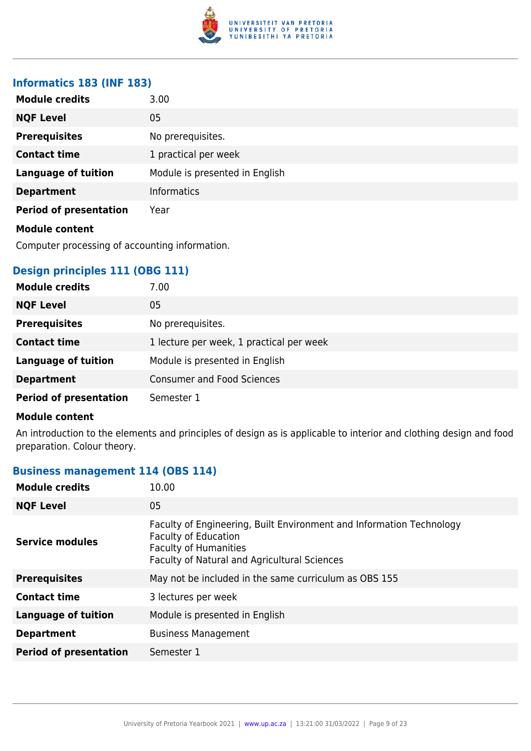### Informatics 183 (INF 183)

| | |
|---|---|
| **Module credits** | 3.00 |
| **NQF Level** | 05 |
| **Prerequisites** | No prerequisites. |
| **Contact time** | 1 practical per week |
| **Language of tuition** | Module is presented in English |
| **Department** | Informatics |
| **Period of presentation** | Year |

**Module content**

Computer processing of accounting information.

### Design principles 111 (OBG 111)

| | |
|---|---|
| **Module credits** | 7.00 |
| **NQF Level** | 05 |
| **Prerequisites** | No prerequisites. |
| **Contact time** | 1 lecture per week, 1 practical per week |
| **Language of tuition** | Module is presented in English |
| **Department** | Consumer and Food Sciences |
| **Period of presentation** | Semester 1 |

**Module content**

An introduction to the elements and principles of design as is applicable to interior and clothing design and food preparation. Colour theory.

### Business management 114 (OBS 114)

| | |
|---|---|
| **Module credits** | 10.00 |
| **NQF Level** | 05 |
| **Service modules** | Faculty of Engineering, Built Environment and Information Technology<br>Faculty of Education<br>Faculty of Humanities<br>Faculty of Natural and Agricultural Sciences |
| **Prerequisites** | May not be included in the same curriculum as OBS 155 |
| **Contact time** | 3 lectures per week |
| **Language of tuition** | Module is presented in English |
| **Department** | Business Management |
| **Period of presentation** | Semester 1 |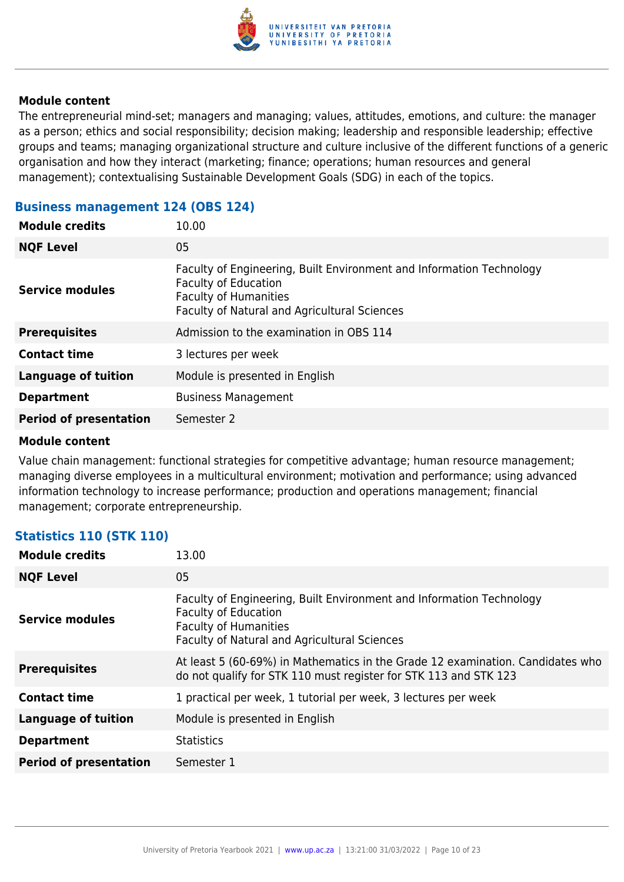**Module content**

The entrepreneurial mind-set; managers and managing; values, attitudes, emotions, and culture: the manager as a person; ethics and social responsibility; decision making; leadership and responsible leadership; effective groups and teams; managing organizational structure and culture inclusive of the different functions of a generic organisation and how they interact (marketing; finance; operations; human resources and general management); contextualising Sustainable Development Goals (SDG) in each of the topics.

### Business management 124 (OBS 124)

| | |
|---|---|
| **Module credits** | 10.00 |
| **NQF Level** | 05 |
| **Service modules** | Faculty of Engineering, Built Environment and Information Technology<br>Faculty of Education<br>Faculty of Humanities<br>Faculty of Natural and Agricultural Sciences |
| **Prerequisites** | Admission to the examination in OBS 114 |
| **Contact time** | 3 lectures per week |
| **Language of tuition** | Module is presented in English |
| **Department** | Business Management |
| **Period of presentation** | Semester 2 |

**Module content**

Value chain management: functional strategies for competitive advantage; human resource management; managing diverse employees in a multicultural environment; motivation and performance; using advanced information technology to increase performance; production and operations management; financial management; corporate entrepreneurship.

### Statistics 110 (STK 110)

| | |
|---|---|
| **Module credits** | 13.00 |
| **NQF Level** | 05 |
| **Service modules** | Faculty of Engineering, Built Environment and Information Technology<br>Faculty of Education<br>Faculty of Humanities<br>Faculty of Natural and Agricultural Sciences |
| **Prerequisites** | At least 5 (60-69%) in Mathematics in the Grade 12 examination. Candidates who do not qualify for STK 110 must register for STK 113 and STK 123 |
| **Contact time** | 1 practical per week, 1 tutorial per week, 3 lectures per week |
| **Language of tuition** | Module is presented in English |
| **Department** | Statistics |
| **Period of presentation** | Semester 1 |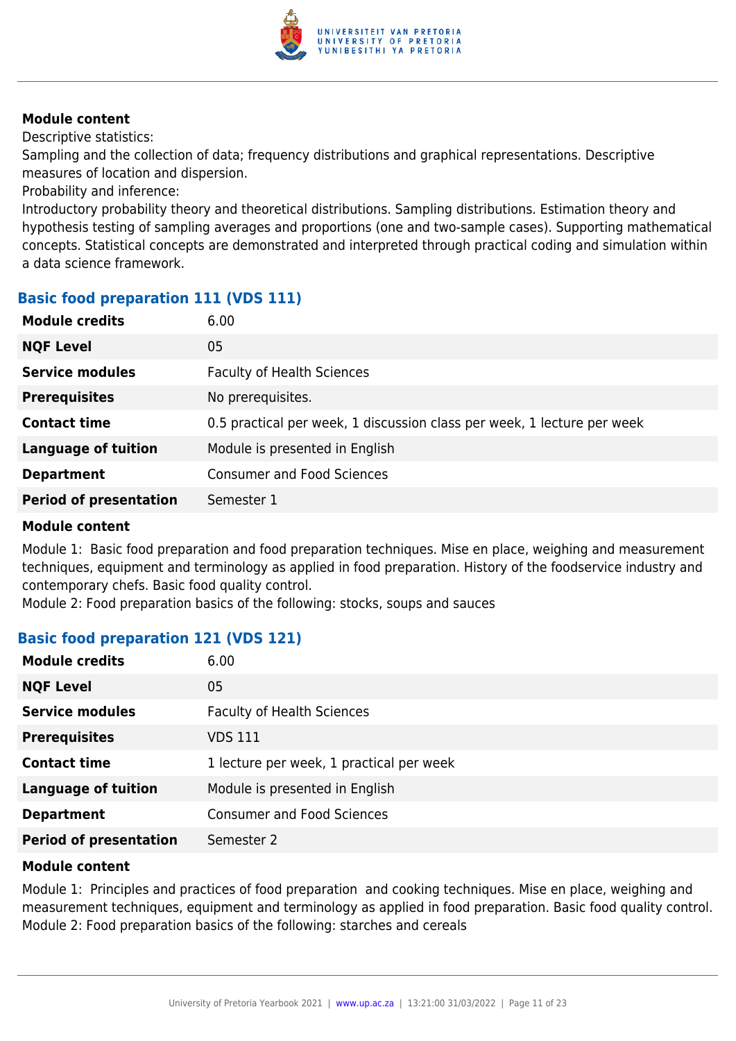**Module content**

Descriptive statistics:

Sampling and the collection of data; frequency distributions and graphical representations. Descriptive measures of location and dispersion.

Probability and inference:

Introductory probability theory and theoretical distributions. Sampling distributions. Estimation theory and hypothesis testing of sampling averages and proportions (one and two-sample cases). Supporting mathematical concepts. Statistical concepts are demonstrated and interpreted through practical coding and simulation within a data science framework.

### Basic food preparation 111 (VDS 111)

| | |
|---|---|
| **Module credits** | 6.00 |
| **NQF Level** | 05 |
| **Service modules** | Faculty of Health Sciences |
| **Prerequisites** | No prerequisites. |
| **Contact time** | 0.5 practical per week, 1 discussion class per week, 1 lecture per week |
| **Language of tuition** | Module is presented in English |
| **Department** | Consumer and Food Sciences |
| **Period of presentation** | Semester 1 |

**Module content**

Module 1: Basic food preparation and food preparation techniques. Mise en place, weighing and measurement techniques, equipment and terminology as applied in food preparation. History of the foodservice industry and contemporary chefs. Basic food quality control.

Module 2: Food preparation basics of the following: stocks, soups and sauces

### Basic food preparation 121 (VDS 121)

| | |
|---|---|
| **Module credits** | 6.00 |
| **NQF Level** | 05 |
| **Service modules** | Faculty of Health Sciences |
| **Prerequisites** | VDS 111 |
| **Contact time** | 1 lecture per week, 1 practical per week |
| **Language of tuition** | Module is presented in English |
| **Department** | Consumer and Food Sciences |
| **Period of presentation** | Semester 2 |

**Module content**

Module 1: Principles and practices of food preparation and cooking techniques. Mise en place, weighing and measurement techniques, equipment and terminology as applied in food preparation. Basic food quality control.

Module 2: Food preparation basics of the following: starches and cereals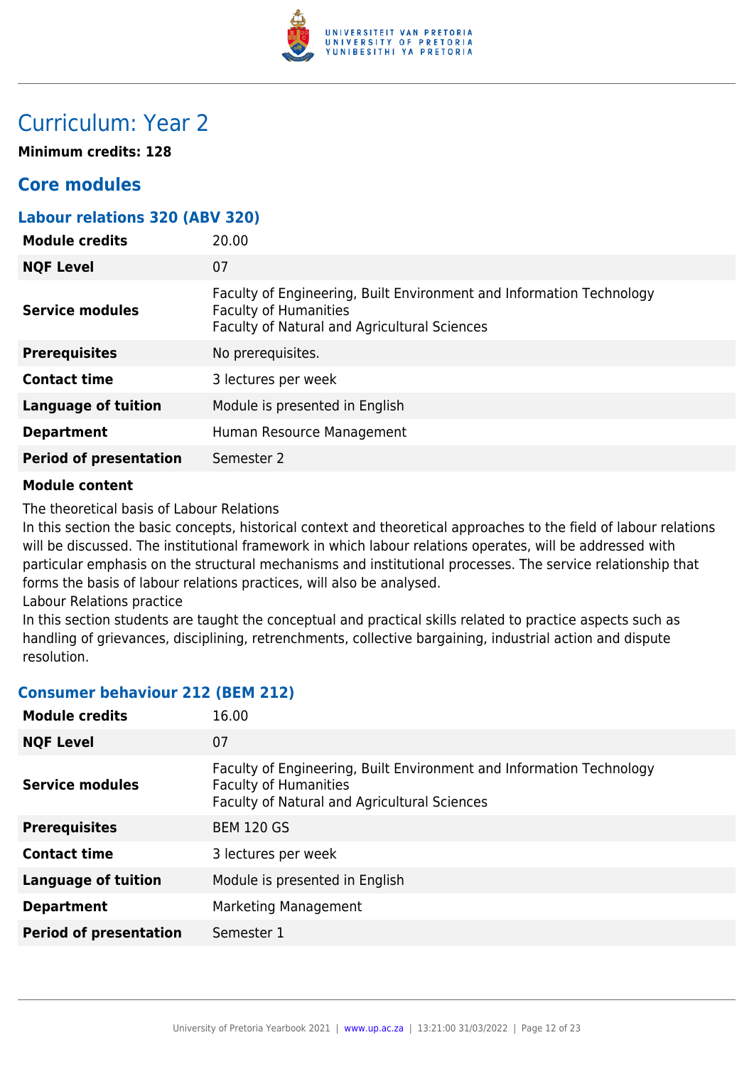# Curriculum: Year 2

**Minimum credits: 128**

## Core modules

### Labour relations 320 (ABV 320)

| | |
|---|---|
| **Module credits** | 20.00 |
| **NQF Level** | 07 |
| **Service modules** | Faculty of Engineering, Built Environment and Information Technology<br>Faculty of Humanities<br>Faculty of Natural and Agricultural Sciences |
| **Prerequisites** | No prerequisites. |
| **Contact time** | 3 lectures per week |
| **Language of tuition** | Module is presented in English |
| **Department** | Human Resource Management |
| **Period of presentation** | Semester 2 |

**Module content**

The theoretical basis of Labour Relations
In this section the basic concepts, historical context and theoretical approaches to the field of labour relations will be discussed. The institutional framework in which labour relations operates, will be addressed with particular emphasis on the structural mechanisms and institutional processes. The service relationship that forms the basis of labour relations practices, will also be analysed.
Labour Relations practice
In this section students are taught the conceptual and practical skills related to practice aspects such as handling of grievances, disciplining, retrenchments, collective bargaining, industrial action and dispute resolution.

### Consumer behaviour 212 (BEM 212)

| | |
|---|---|
| **Module credits** | 16.00 |
| **NQF Level** | 07 |
| **Service modules** | Faculty of Engineering, Built Environment and Information Technology<br>Faculty of Humanities<br>Faculty of Natural and Agricultural Sciences |
| **Prerequisites** | BEM 120 GS |
| **Contact time** | 3 lectures per week |
| **Language of tuition** | Module is presented in English |
| **Department** | Marketing Management |
| **Period of presentation** | Semester 1 |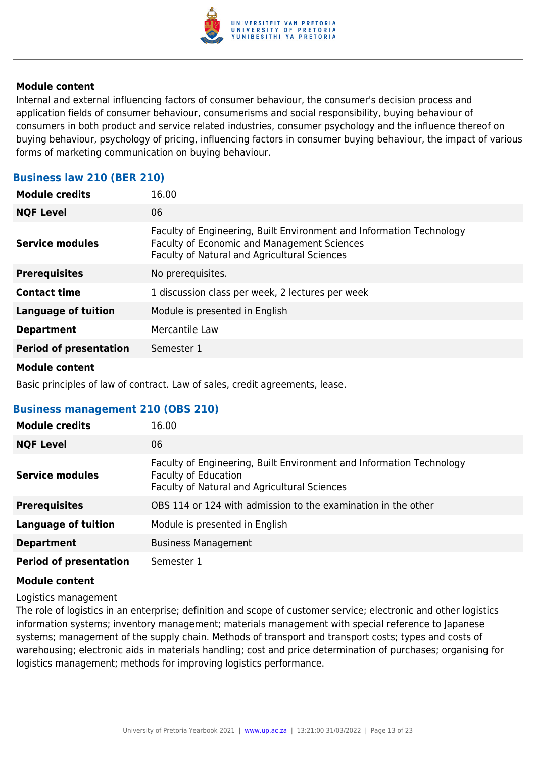**Module content**

Internal and external influencing factors of consumer behaviour, the consumer's decision process and application fields of consumer behaviour, consumerisms and social responsibility, buying behaviour of consumers in both product and service related industries, consumer psychology and the influence thereof on buying behaviour, psychology of pricing, influencing factors in consumer buying behaviour, the impact of various forms of marketing communication on buying behaviour.

### Business law 210 (BER 210)

| | |
|---|---|
| **Module credits** | 16.00 |
| **NQF Level** | 06 |
| **Service modules** | Faculty of Engineering, Built Environment and Information Technology<br>Faculty of Economic and Management Sciences<br>Faculty of Natural and Agricultural Sciences |
| **Prerequisites** | No prerequisites. |
| **Contact time** | 1 discussion class per week, 2 lectures per week |
| **Language of tuition** | Module is presented in English |
| **Department** | Mercantile Law |
| **Period of presentation** | Semester 1 |

**Module content**

Basic principles of law of contract. Law of sales, credit agreements, lease.

### Business management 210 (OBS 210)

| | |
|---|---|
| **Module credits** | 16.00 |
| **NQF Level** | 06 |
| **Service modules** | Faculty of Engineering, Built Environment and Information Technology<br>Faculty of Education<br>Faculty of Natural and Agricultural Sciences |
| **Prerequisites** | OBS 114 or 124 with admission to the examination in the other |
| **Language of tuition** | Module is presented in English |
| **Department** | Business Management |
| **Period of presentation** | Semester 1 |

**Module content**

Logistics management

The role of logistics in an enterprise; definition and scope of customer service; electronic and other logistics information systems; inventory management; materials management with special reference to Japanese systems; management of the supply chain. Methods of transport and transport costs; types and costs of warehousing; electronic aids in materials handling; cost and price determination of purchases; organising for logistics management; methods for improving logistics performance.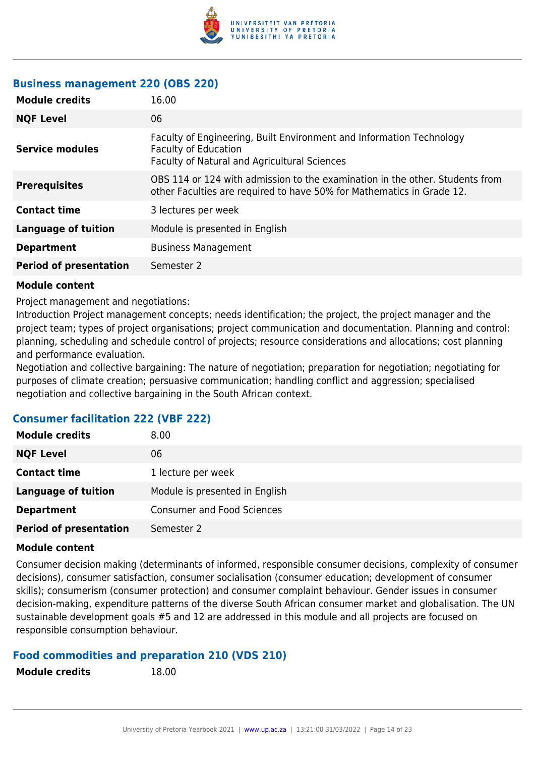### Business management 220 (OBS 220)

| | |
|---|---|
| **Module credits** | 16.00 |
| **NQF Level** | 06 |
| **Service modules** | Faculty of Engineering, Built Environment and Information Technology<br>Faculty of Education<br>Faculty of Natural and Agricultural Sciences |
| **Prerequisites** | OBS 114 or 124 with admission to the examination in the other. Students from other Faculties are required to have 50% for Mathematics in Grade 12. |
| **Contact time** | 3 lectures per week |
| **Language of tuition** | Module is presented in English |
| **Department** | Business Management |
| **Period of presentation** | Semester 2 |

**Module content**

Project management and negotiations:
Introduction Project management concepts; needs identification; the project, the project manager and the project team; types of project organisations; project communication and documentation. Planning and control: planning, scheduling and schedule control of projects; resource considerations and allocations; cost planning and performance evaluation.
Negotiation and collective bargaining: The nature of negotiation; preparation for negotiation; negotiating for purposes of climate creation; persuasive communication; handling conflict and aggression; specialised negotiation and collective bargaining in the South African context.

### Consumer facilitation 222 (VBF 222)

| | |
|---|---|
| **Module credits** | 8.00 |
| **NQF Level** | 06 |
| **Contact time** | 1 lecture per week |
| **Language of tuition** | Module is presented in English |
| **Department** | Consumer and Food Sciences |
| **Period of presentation** | Semester 2 |

**Module content**

Consumer decision making (determinants of informed, responsible consumer decisions, complexity of consumer decisions), consumer satisfaction, consumer socialisation (consumer education; development of consumer skills); consumerism (consumer protection) and consumer complaint behaviour. Gender issues in consumer decision-making, expenditure patterns of the diverse South African consumer market and globalisation. The UN sustainable development goals #5 and 12 are addressed in this module and all projects are focused on responsible consumption behaviour.

### Food commodities and preparation 210 (VDS 210)

| | |
|---|---|
| **Module credits** | 18.00 |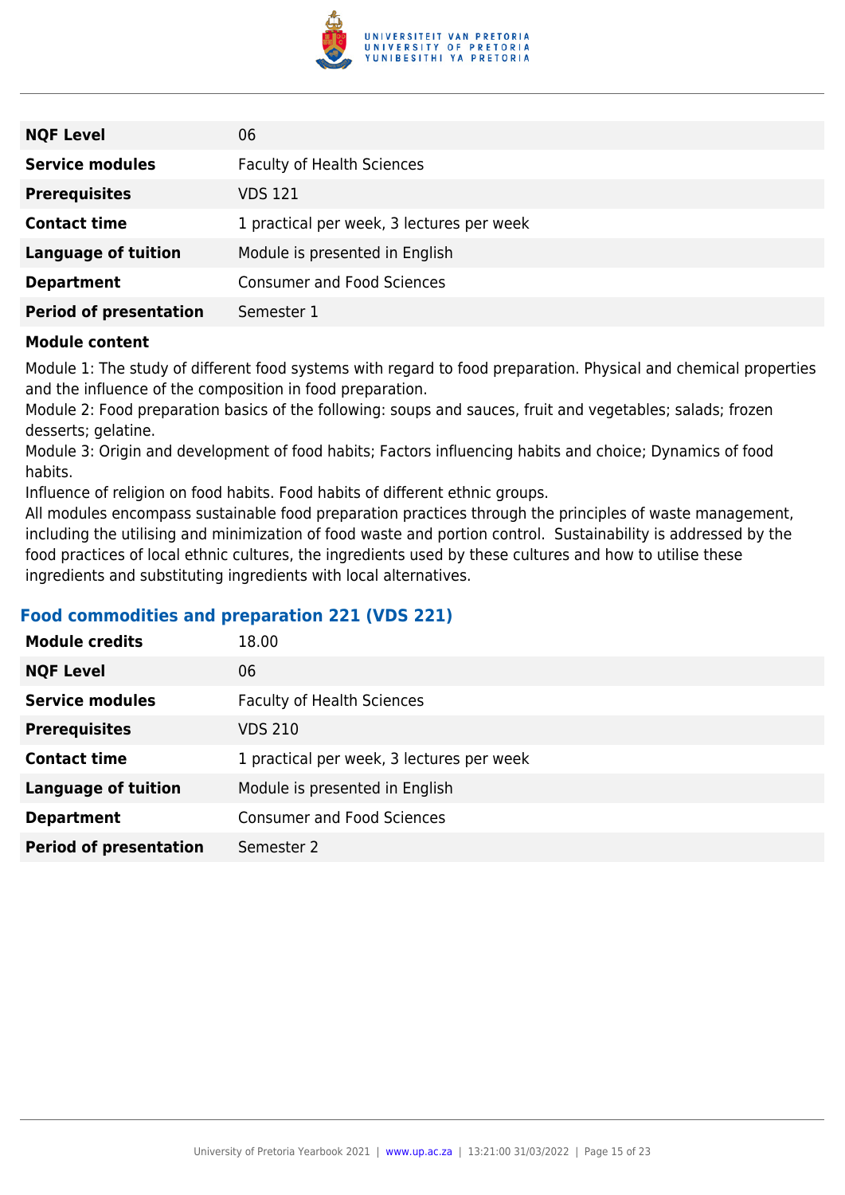| | |
|---|---|
| **NQF Level** | 06 |
| **Service modules** | Faculty of Health Sciences |
| **Prerequisites** | VDS 121 |
| **Contact time** | 1 practical per week, 3 lectures per week |
| **Language of tuition** | Module is presented in English |
| **Department** | Consumer and Food Sciences |
| **Period of presentation** | Semester 1 |

**Module content**

Module 1: The study of different food systems with regard to food preparation. Physical and chemical properties and the influence of the composition in food preparation.
Module 2: Food preparation basics of the following: soups and sauces, fruit and vegetables; salads; frozen desserts; gelatine.
Module 3: Origin and development of food habits; Factors influencing habits and choice; Dynamics of food habits.
Influence of religion on food habits. Food habits of different ethnic groups.
All modules encompass sustainable food preparation practices through the principles of waste management, including the utilising and minimization of food waste and portion control. Sustainability is addressed by the food practices of local ethnic cultures, the ingredients used by these cultures and how to utilise these ingredients and substituting ingredients with local alternatives.

### Food commodities and preparation 221 (VDS 221)

| | |
|---|---|
| **Module credits** | 18.00 |
| **NQF Level** | 06 |
| **Service modules** | Faculty of Health Sciences |
| **Prerequisites** | VDS 210 |
| **Contact time** | 1 practical per week, 3 lectures per week |
| **Language of tuition** | Module is presented in English |
| **Department** | Consumer and Food Sciences |
| **Period of presentation** | Semester 2 |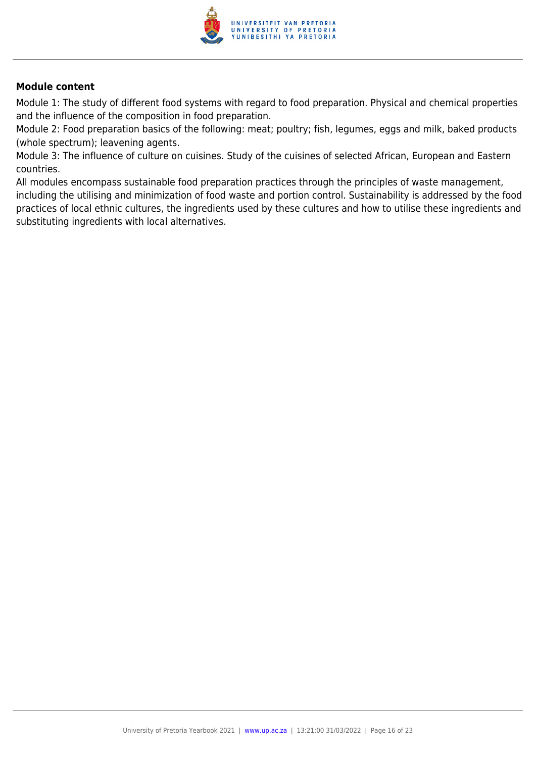**Module content**

Module 1: The study of different food systems with regard to food preparation. Physical and chemical properties and the influence of the composition in food preparation.
Module 2: Food preparation basics of the following: meat; poultry; fish, legumes, eggs and milk, baked products (whole spectrum); leavening agents.
Module 3: The influence of culture on cuisines. Study of the cuisines of selected African, European and Eastern countries.
All modules encompass sustainable food preparation practices through the principles of waste management, including the utilising and minimization of food waste and portion control. Sustainability is addressed by the food practices of local ethnic cultures, the ingredients used by these cultures and how to utilise these ingredients and substituting ingredients with local alternatives.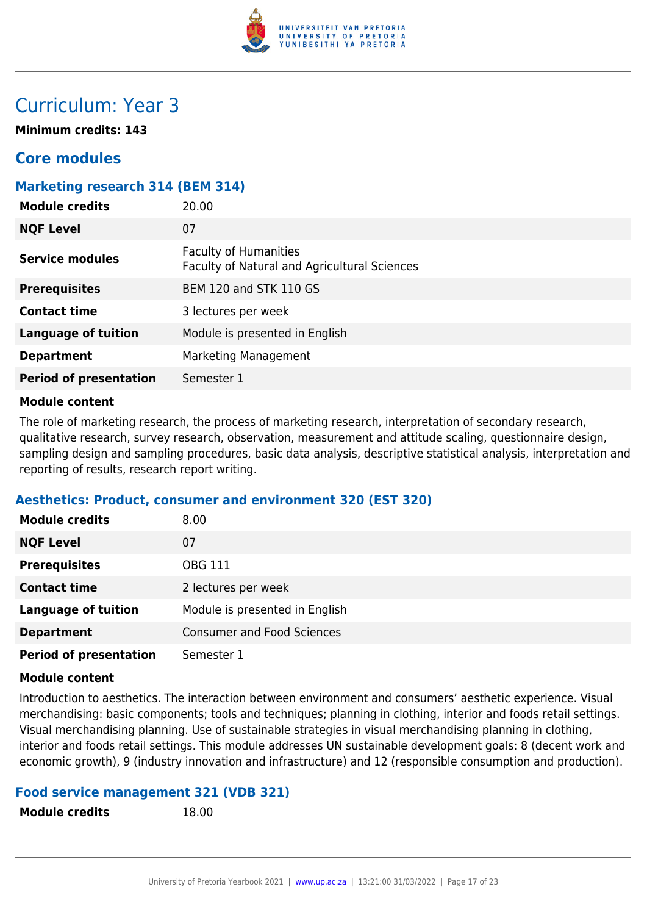# Curriculum: Year 3

**Minimum credits: 143**

## Core modules

### Marketing research 314 (BEM 314)

| | |
|---|---|
| **Module credits** | 20.00 |
| **NQF Level** | 07 |
| **Service modules** | Faculty of Humanities<br>Faculty of Natural and Agricultural Sciences |
| **Prerequisites** | BEM 120 and STK 110 GS |
| **Contact time** | 3 lectures per week |
| **Language of tuition** | Module is presented in English |
| **Department** | Marketing Management |
| **Period of presentation** | Semester 1 |

**Module content**

The role of marketing research, the process of marketing research, interpretation of secondary research, qualitative research, survey research, observation, measurement and attitude scaling, questionnaire design, sampling design and sampling procedures, basic data analysis, descriptive statistical analysis, interpretation and reporting of results, research report writing.

### Aesthetics: Product, consumer and environment 320 (EST 320)

| | |
|---|---|
| **Module credits** | 8.00 |
| **NQF Level** | 07 |
| **Prerequisites** | OBG 111 |
| **Contact time** | 2 lectures per week |
| **Language of tuition** | Module is presented in English |
| **Department** | Consumer and Food Sciences |
| **Period of presentation** | Semester 1 |

**Module content**

Introduction to aesthetics. The interaction between environment and consumers' aesthetic experience. Visual merchandising: basic components; tools and techniques; planning in clothing, interior and foods retail settings. Visual merchandising planning. Use of sustainable strategies in visual merchandising planning in clothing, interior and foods retail settings. This module addresses UN sustainable development goals: 8 (decent work and economic growth), 9 (industry innovation and infrastructure) and 12 (responsible consumption and production).

### Food service management 321 (VDB 321)

| | |
|---|---|
| **Module credits** | 18.00 |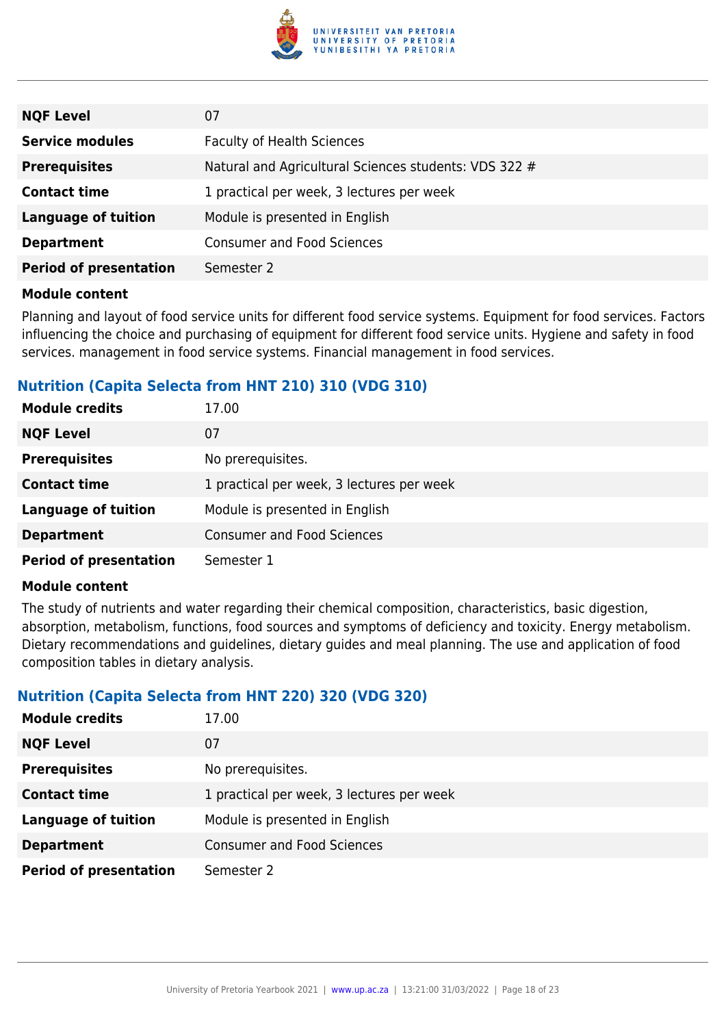| | |
|---|---|
| **NQF Level** | 07 |
| **Service modules** | Faculty of Health Sciences |
| **Prerequisites** | Natural and Agricultural Sciences students: VDS 322 # |
| **Contact time** | 1 practical per week, 3 lectures per week |
| **Language of tuition** | Module is presented in English |
| **Department** | Consumer and Food Sciences |
| **Period of presentation** | Semester 2 |

**Module content**

Planning and layout of food service units for different food service systems. Equipment for food services. Factors influencing the choice and purchasing of equipment for different food service units. Hygiene and safety in food services. management in food service systems. Financial management in food services.

### Nutrition (Capita Selecta from HNT 210) 310 (VDG 310)

| | |
|---|---|
| **Module credits** | 17.00 |
| **NQF Level** | 07 |
| **Prerequisites** | No prerequisites. |
| **Contact time** | 1 practical per week, 3 lectures per week |
| **Language of tuition** | Module is presented in English |
| **Department** | Consumer and Food Sciences |
| **Period of presentation** | Semester 1 |

**Module content**

The study of nutrients and water regarding their chemical composition, characteristics, basic digestion, absorption, metabolism, functions, food sources and symptoms of deficiency and toxicity. Energy metabolism. Dietary recommendations and guidelines, dietary guides and meal planning. The use and application of food composition tables in dietary analysis.

### Nutrition (Capita Selecta from HNT 220) 320 (VDG 320)

| | |
|---|---|
| **Module credits** | 17.00 |
| **NQF Level** | 07 |
| **Prerequisites** | No prerequisites. |
| **Contact time** | 1 practical per week, 3 lectures per week |
| **Language of tuition** | Module is presented in English |
| **Department** | Consumer and Food Sciences |
| **Period of presentation** | Semester 2 |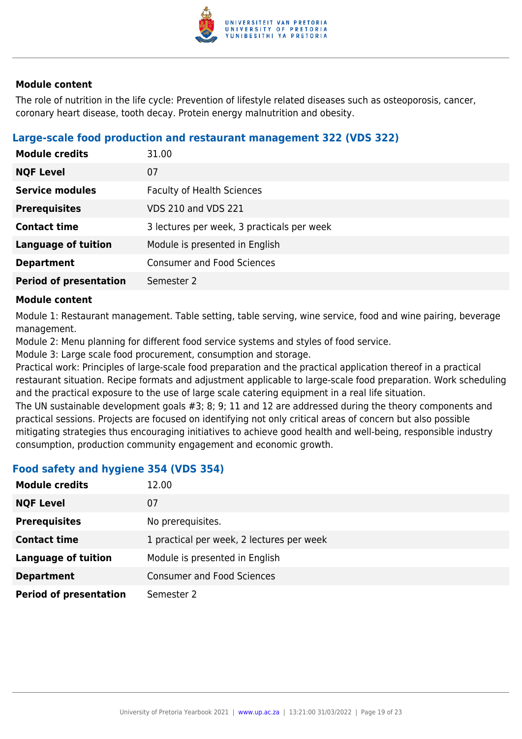#### Module content

The role of nutrition in the life cycle: Prevention of lifestyle related diseases such as osteoporosis, cancer, coronary heart disease, tooth decay. Protein energy malnutrition and obesity.

### Large-scale food production and restaurant management 322 (VDS 322)

| | |
|---|---|
| **Module credits** | 31.00 |
| **NQF Level** | 07 |
| **Service modules** | Faculty of Health Sciences |
| **Prerequisites** | VDS 210 and VDS 221 |
| **Contact time** | 3 lectures per week, 3 practicals per week |
| **Language of tuition** | Module is presented in English |
| **Department** | Consumer and Food Sciences |
| **Period of presentation** | Semester 2 |

#### Module content

Module 1: Restaurant management. Table setting, table serving, wine service, food and wine pairing, beverage management.

Module 2: Menu planning for different food service systems and styles of food service.

Module 3: Large scale food procurement, consumption and storage.

Practical work: Principles of large-scale food preparation and the practical application thereof in a practical restaurant situation. Recipe formats and adjustment applicable to large-scale food preparation. Work scheduling and the practical exposure to the use of large scale catering equipment in a real life situation.

The UN sustainable development goals #3; 8; 9; 11 and 12 are addressed during the theory components and practical sessions. Projects are focused on identifying not only critical areas of concern but also possible mitigating strategies thus encouraging initiatives to achieve good health and well-being, responsible industry consumption, production community engagement and economic growth.

### Food safety and hygiene 354 (VDS 354)

| | |
|---|---|
| **Module credits** | 12.00 |
| **NQF Level** | 07 |
| **Prerequisites** | No prerequisites. |
| **Contact time** | 1 practical per week, 2 lectures per week |
| **Language of tuition** | Module is presented in English |
| **Department** | Consumer and Food Sciences |
| **Period of presentation** | Semester 2 |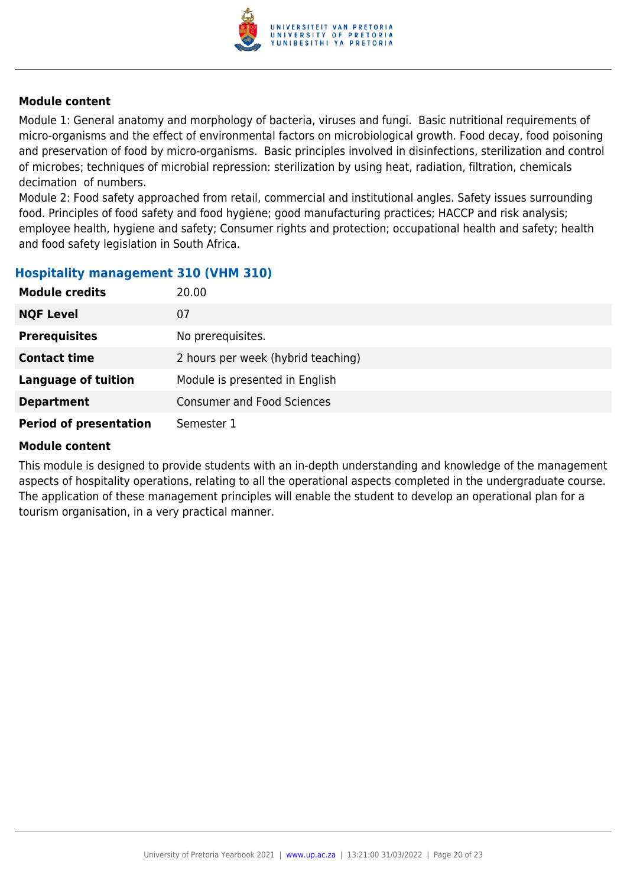#### Module content

Module 1: General anatomy and morphology of bacteria, viruses and fungi. Basic nutritional requirements of micro-organisms and the effect of environmental factors on microbiological growth. Food decay, food poisoning and preservation of food by micro-organisms. Basic principles involved in disinfections, sterilization and control of microbes; techniques of microbial repression: sterilization by using heat, radiation, filtration, chemicals decimation of numbers.
Module 2: Food safety approached from retail, commercial and institutional angles. Safety issues surrounding food. Principles of food safety and food hygiene; good manufacturing practices; HACCP and risk analysis; employee health, hygiene and safety; Consumer rights and protection; occupational health and safety; health and food safety legislation in South Africa.

### Hospitality management 310 (VHM 310)

| | |
|---|---|
| **Module credits** | 20.00 |
| **NQF Level** | 07 |
| **Prerequisites** | No prerequisites. |
| **Contact time** | 2 hours per week (hybrid teaching) |
| **Language of tuition** | Module is presented in English |
| **Department** | Consumer and Food Sciences |
| **Period of presentation** | Semester 1 |

#### Module content

This module is designed to provide students with an in-depth understanding and knowledge of the management aspects of hospitality operations, relating to all the operational aspects completed in the undergraduate course. The application of these management principles will enable the student to develop an operational plan for a tourism organisation, in a very practical manner.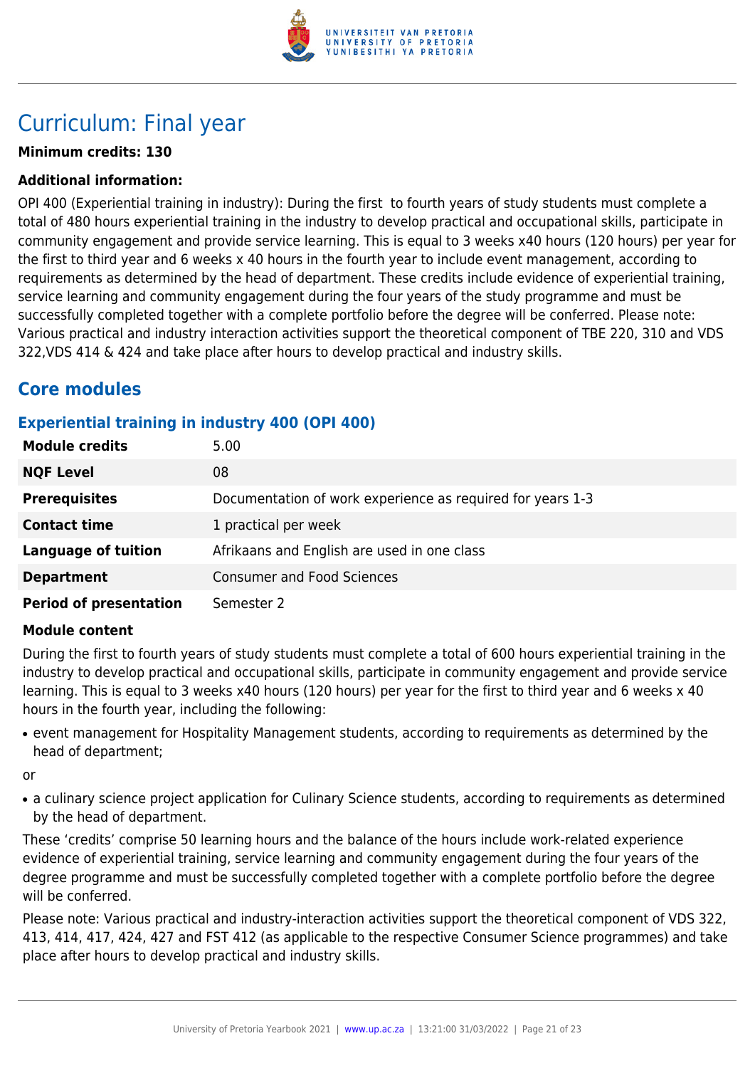# Curriculum: Final year

**Minimum credits: 130**

**Additional information:**

OPI 400 (Experiential training in industry): During the first  to fourth years of study students must complete a total of 480 hours experiential training in the industry to develop practical and occupational skills, participate in community engagement and provide service learning. This is equal to 3 weeks x40 hours (120 hours) per year for the first to third year and 6 weeks x 40 hours in the fourth year to include event management, according to requirements as determined by the head of department. These credits include evidence of experiential training, service learning and community engagement during the four years of the study programme and must be successfully completed together with a complete portfolio before the degree will be conferred. Please note: Various practical and industry interaction activities support the theoretical component of TBE 220, 310 and VDS 322,VDS 414 & 424 and take place after hours to develop practical and industry skills.

## Core modules

### Experiential training in industry 400 (OPI 400)

| | |
|---|---|
| **Module credits** | 5.00 |
| **NQF Level** | 08 |
| **Prerequisites** | Documentation of work experience as required for years 1-3 |
| **Contact time** | 1 practical per week |
| **Language of tuition** | Afrikaans and English are used in one class |
| **Department** | Consumer and Food Sciences |
| **Period of presentation** | Semester 2 |

**Module content**

During the first to fourth years of study students must complete a total of 600 hours experiential training in the industry to develop practical and occupational skills, participate in community engagement and provide service learning. This is equal to 3 weeks x40 hours (120 hours) per year for the first to third year and 6 weeks x 40 hours in the fourth year, including the following:

- event management for Hospitality Management students, according to requirements as determined by the head of department;

or

- a culinary science project application for Culinary Science students, according to requirements as determined by the head of department.

These 'credits' comprise 50 learning hours and the balance of the hours include work-related experience evidence of experiential training, service learning and community engagement during the four years of the degree programme and must be successfully completed together with a complete portfolio before the degree will be conferred.

Please note: Various practical and industry-interaction activities support the theoretical component of VDS 322, 413, 414, 417, 424, 427 and FST 412 (as applicable to the respective Consumer Science programmes) and take place after hours to develop practical and industry skills.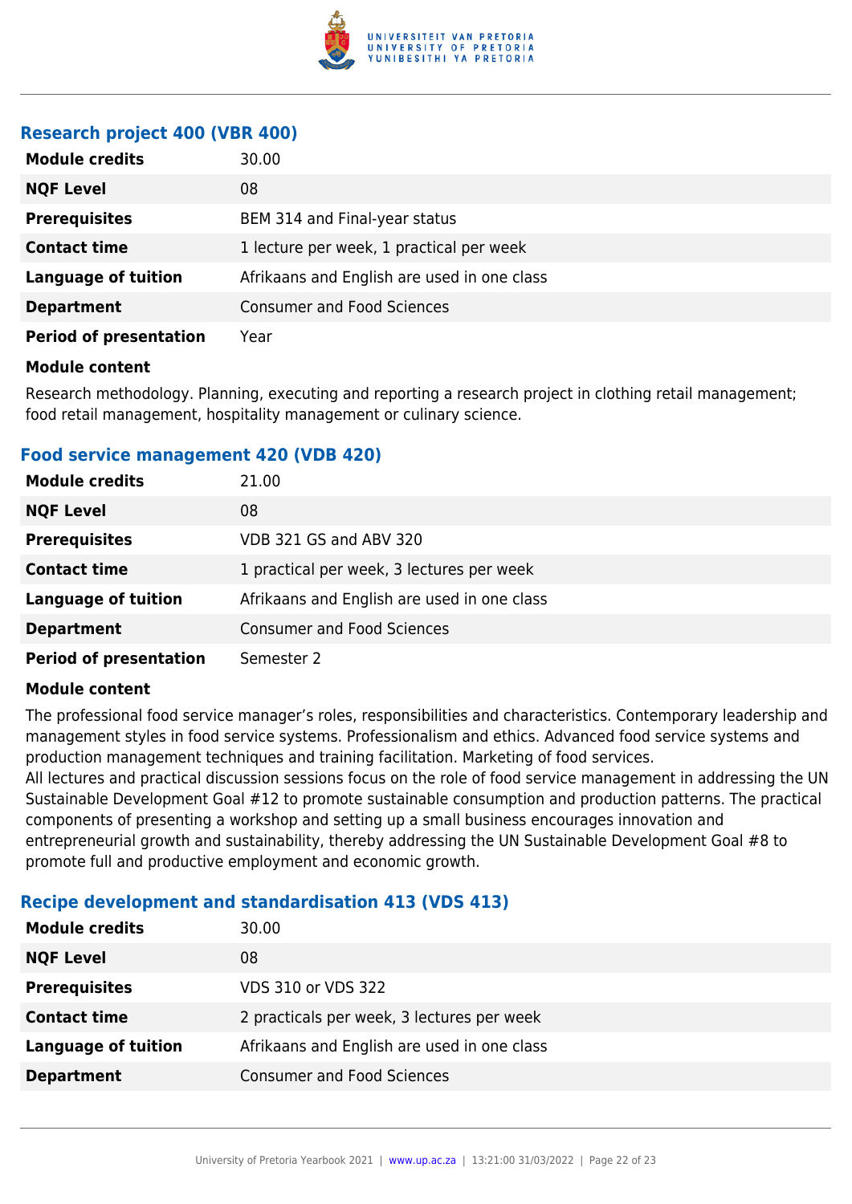### Research project 400 (VBR 400)

| | |
|---|---|
| **Module credits** | 30.00 |
| **NQF Level** | 08 |
| **Prerequisites** | BEM 314 and Final-year status |
| **Contact time** | 1 lecture per week, 1 practical per week |
| **Language of tuition** | Afrikaans and English are used in one class |
| **Department** | Consumer and Food Sciences |
| **Period of presentation** | Year |

**Module content**

Research methodology. Planning, executing and reporting a research project in clothing retail management; food retail management, hospitality management or culinary science.

### Food service management 420 (VDB 420)

| | |
|---|---|
| **Module credits** | 21.00 |
| **NQF Level** | 08 |
| **Prerequisites** | VDB 321 GS and ABV 320 |
| **Contact time** | 1 practical per week, 3 lectures per week |
| **Language of tuition** | Afrikaans and English are used in one class |
| **Department** | Consumer and Food Sciences |
| **Period of presentation** | Semester 2 |

**Module content**

The professional food service manager's roles, responsibilities and characteristics. Contemporary leadership and management styles in food service systems. Professionalism and ethics. Advanced food service systems and production management techniques and training facilitation. Marketing of food services.
All lectures and practical discussion sessions focus on the role of food service management in addressing the UN Sustainable Development Goal #12 to promote sustainable consumption and production patterns. The practical components of presenting a workshop and setting up a small business encourages innovation and entrepreneurial growth and sustainability, thereby addressing the UN Sustainable Development Goal #8 to promote full and productive employment and economic growth.

### Recipe development and standardisation 413 (VDS 413)

| | |
|---|---|
| **Module credits** | 30.00 |
| **NQF Level** | 08 |
| **Prerequisites** | VDS 310 or VDS 322 |
| **Contact time** | 2 practicals per week, 3 lectures per week |
| **Language of tuition** | Afrikaans and English are used in one class |
| **Department** | Consumer and Food Sciences |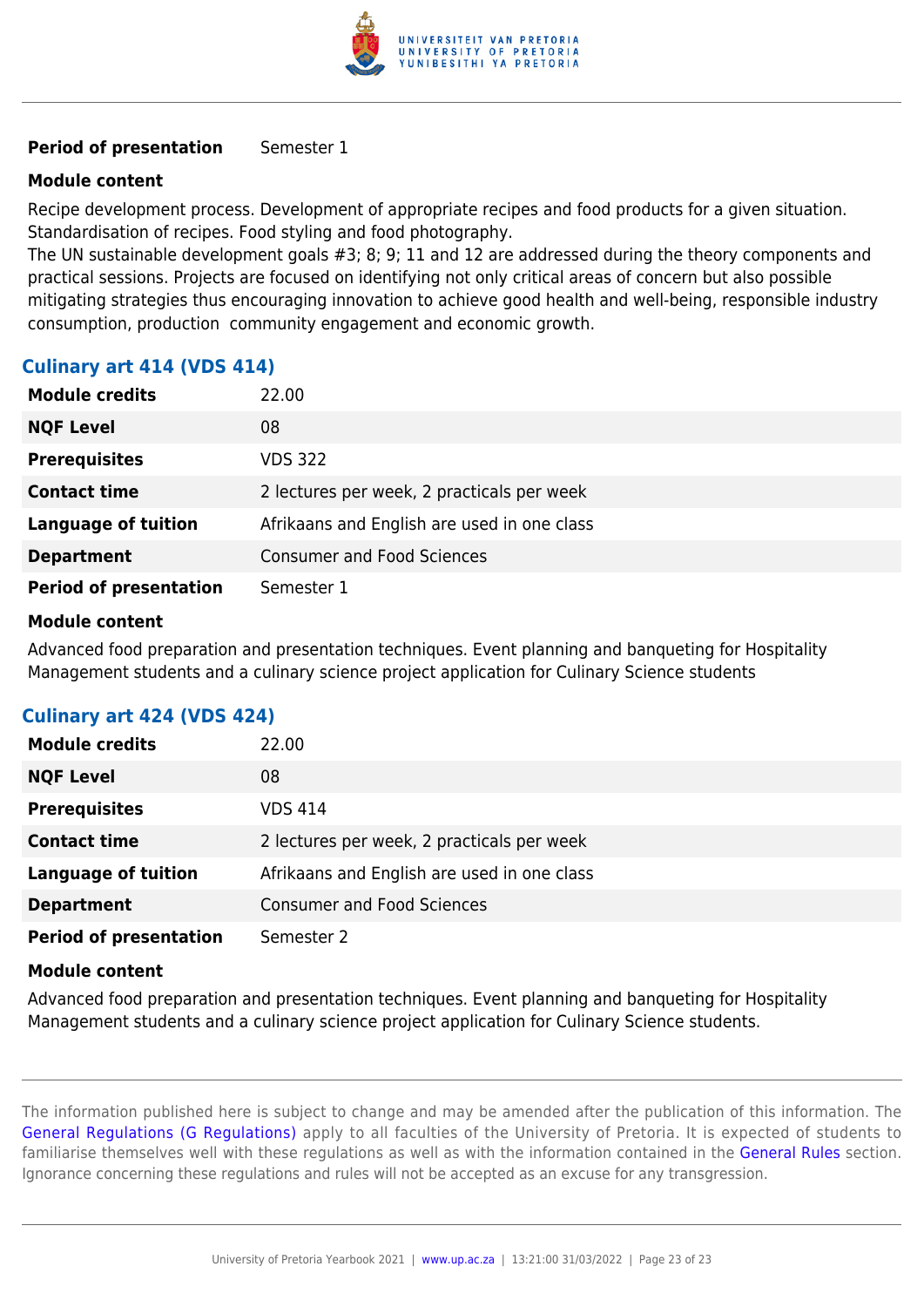| | |
|---|---|
| **Period of presentation** | Semester 1 |

**Module content**

Recipe development process. Development of appropriate recipes and food products for a given situation. Standardisation of recipes. Food styling and food photography.
The UN sustainable development goals #3; 8; 9; 11 and 12 are addressed during the theory components and practical sessions. Projects are focused on identifying not only critical areas of concern but also possible mitigating strategies thus encouraging innovation to achieve good health and well-being, responsible industry consumption, production community engagement and economic growth.

### Culinary art 414 (VDS 414)

| | |
|---|---|
| **Module credits** | 22.00 |
| **NQF Level** | 08 |
| **Prerequisites** | VDS 322 |
| **Contact time** | 2 lectures per week, 2 practicals per week |
| **Language of tuition** | Afrikaans and English are used in one class |
| **Department** | Consumer and Food Sciences |
| **Period of presentation** | Semester 1 |

**Module content**

Advanced food preparation and presentation techniques. Event planning and banqueting for Hospitality Management students and a culinary science project application for Culinary Science students

### Culinary art 424 (VDS 424)

| | |
|---|---|
| **Module credits** | 22.00 |
| **NQF Level** | 08 |
| **Prerequisites** | VDS 414 |
| **Contact time** | 2 lectures per week, 2 practicals per week |
| **Language of tuition** | Afrikaans and English are used in one class |
| **Department** | Consumer and Food Sciences |
| **Period of presentation** | Semester 2 |

**Module content**

Advanced food preparation and presentation techniques. Event planning and banqueting for Hospitality Management students and a culinary science project application for Culinary Science students.

The information published here is subject to change and may be amended after the publication of this information. The General Regulations (G Regulations) apply to all faculties of the University of Pretoria. It is expected of students to familiarise themselves well with these regulations as well as with the information contained in the General Rules section. Ignorance concerning these regulations and rules will not be accepted as an excuse for any transgression.